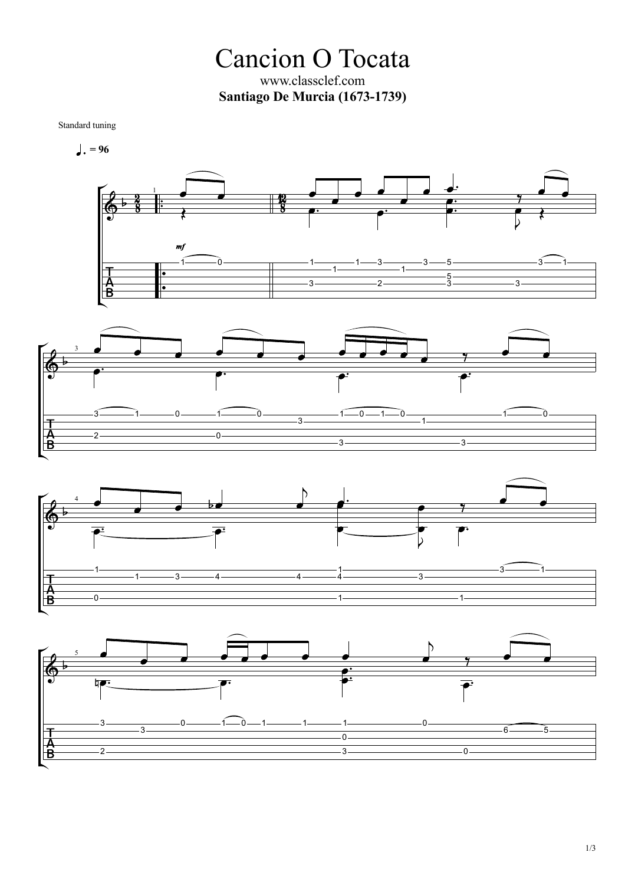# Cancion O Tocata

www.classclef.com

**Santiago De Murcia (1673-1739)**

Standard tuning

♩. = 96